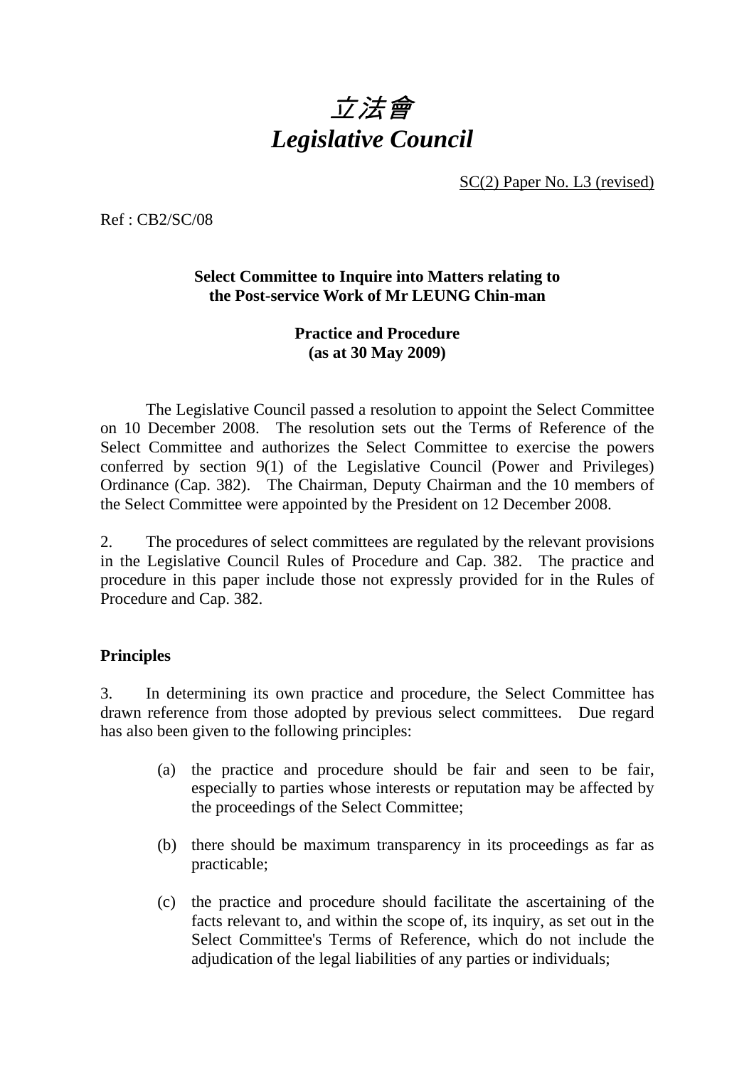# *立法會*
# *Legislative Council*

SC(2) Paper No. L3 (revised)

Ref : CB2/SC/08

**Select Committee to Inquire into Matters relating to the Post-service Work of Mr LEUNG Chin-man**

**Practice and Procedure**
**(as at 30 May 2009)**

The Legislative Council passed a resolution to appoint the Select Committee on 10 December 2008. The resolution sets out the Terms of Reference of the Select Committee and authorizes the Select Committee to exercise the powers conferred by section 9(1) of the Legislative Council (Power and Privileges) Ordinance (Cap. 382). The Chairman, Deputy Chairman and the 10 members of the Select Committee were appointed by the President on 12 December 2008.

2. The procedures of select committees are regulated by the relevant provisions in the Legislative Council Rules of Procedure and Cap. 382. The practice and procedure in this paper include those not expressly provided for in the Rules of Procedure and Cap. 382.

**Principles**

3. In determining its own practice and procedure, the Select Committee has drawn reference from those adopted by previous select committees. Due regard has also been given to the following principles:

(a) the practice and procedure should be fair and seen to be fair, especially to parties whose interests or reputation may be affected by the proceedings of the Select Committee;

(b) there should be maximum transparency in its proceedings as far as practicable;

(c) the practice and procedure should facilitate the ascertaining of the facts relevant to, and within the scope of, its inquiry, as set out in the Select Committee's Terms of Reference, which do not include the adjudication of the legal liabilities of any parties or individuals;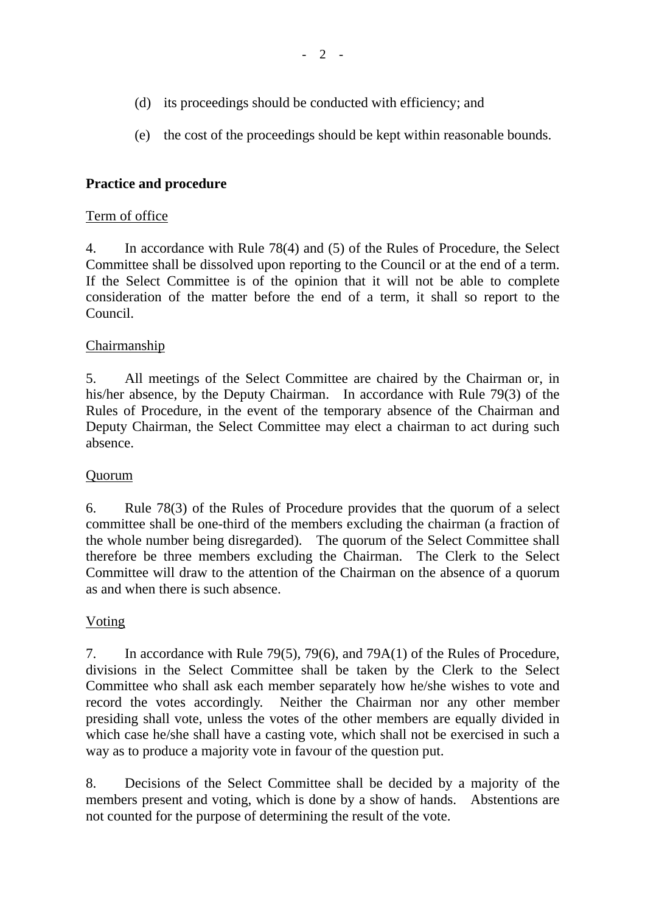(d) its proceedings should be conducted with efficiency; and

(e) the cost of the proceedings should be kept within reasonable bounds.

**Practice and procedure**

Term of office

4. In accordance with Rule 78(4) and (5) of the Rules of Procedure, the Select Committee shall be dissolved upon reporting to the Council or at the end of a term. If the Select Committee is of the opinion that it will not be able to complete consideration of the matter before the end of a term, it shall so report to the Council.

Chairmanship

5. All meetings of the Select Committee are chaired by the Chairman or, in his/her absence, by the Deputy Chairman. In accordance with Rule 79(3) of the Rules of Procedure, in the event of the temporary absence of the Chairman and Deputy Chairman, the Select Committee may elect a chairman to act during such absence.

Quorum

6. Rule 78(3) of the Rules of Procedure provides that the quorum of a select committee shall be one-third of the members excluding the chairman (a fraction of the whole number being disregarded). The quorum of the Select Committee shall therefore be three members excluding the Chairman. The Clerk to the Select Committee will draw to the attention of the Chairman on the absence of a quorum as and when there is such absence.

Voting

7. In accordance with Rule 79(5), 79(6), and 79A(1) of the Rules of Procedure, divisions in the Select Committee shall be taken by the Clerk to the Select Committee who shall ask each member separately how he/she wishes to vote and record the votes accordingly. Neither the Chairman nor any other member presiding shall vote, unless the votes of the other members are equally divided in which case he/she shall have a casting vote, which shall not be exercised in such a way as to produce a majority vote in favour of the question put.

8. Decisions of the Select Committee shall be decided by a majority of the members present and voting, which is done by a show of hands. Abstentions are not counted for the purpose of determining the result of the vote.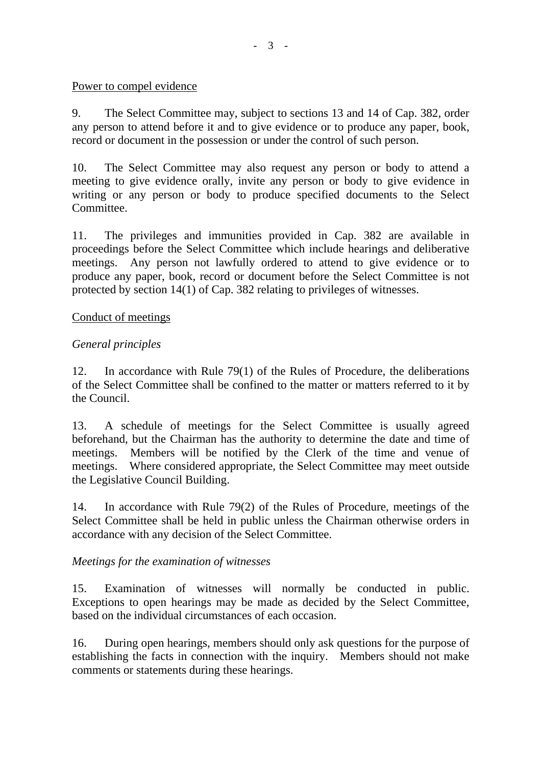Power to compel evidence

9. The Select Committee may, subject to sections 13 and 14 of Cap. 382, order any person to attend before it and to give evidence or to produce any paper, book, record or document in the possession or under the control of such person.

10. The Select Committee may also request any person or body to attend a meeting to give evidence orally, invite any person or body to give evidence in writing or any person or body to produce specified documents to the Select Committee.

11. The privileges and immunities provided in Cap. 382 are available in proceedings before the Select Committee which include hearings and deliberative meetings. Any person not lawfully ordered to attend to give evidence or to produce any paper, book, record or document before the Select Committee is not protected by section 14(1) of Cap. 382 relating to privileges of witnesses.

Conduct of meetings

*General principles*

12. In accordance with Rule 79(1) of the Rules of Procedure, the deliberations of the Select Committee shall be confined to the matter or matters referred to it by the Council.

13. A schedule of meetings for the Select Committee is usually agreed beforehand, but the Chairman has the authority to determine the date and time of meetings. Members will be notified by the Clerk of the time and venue of meetings. Where considered appropriate, the Select Committee may meet outside the Legislative Council Building.

14. In accordance with Rule 79(2) of the Rules of Procedure, meetings of the Select Committee shall be held in public unless the Chairman otherwise orders in accordance with any decision of the Select Committee.

*Meetings for the examination of witnesses*

15. Examination of witnesses will normally be conducted in public. Exceptions to open hearings may be made as decided by the Select Committee, based on the individual circumstances of each occasion.

16. During open hearings, members should only ask questions for the purpose of establishing the facts in connection with the inquiry. Members should not make comments or statements during these hearings.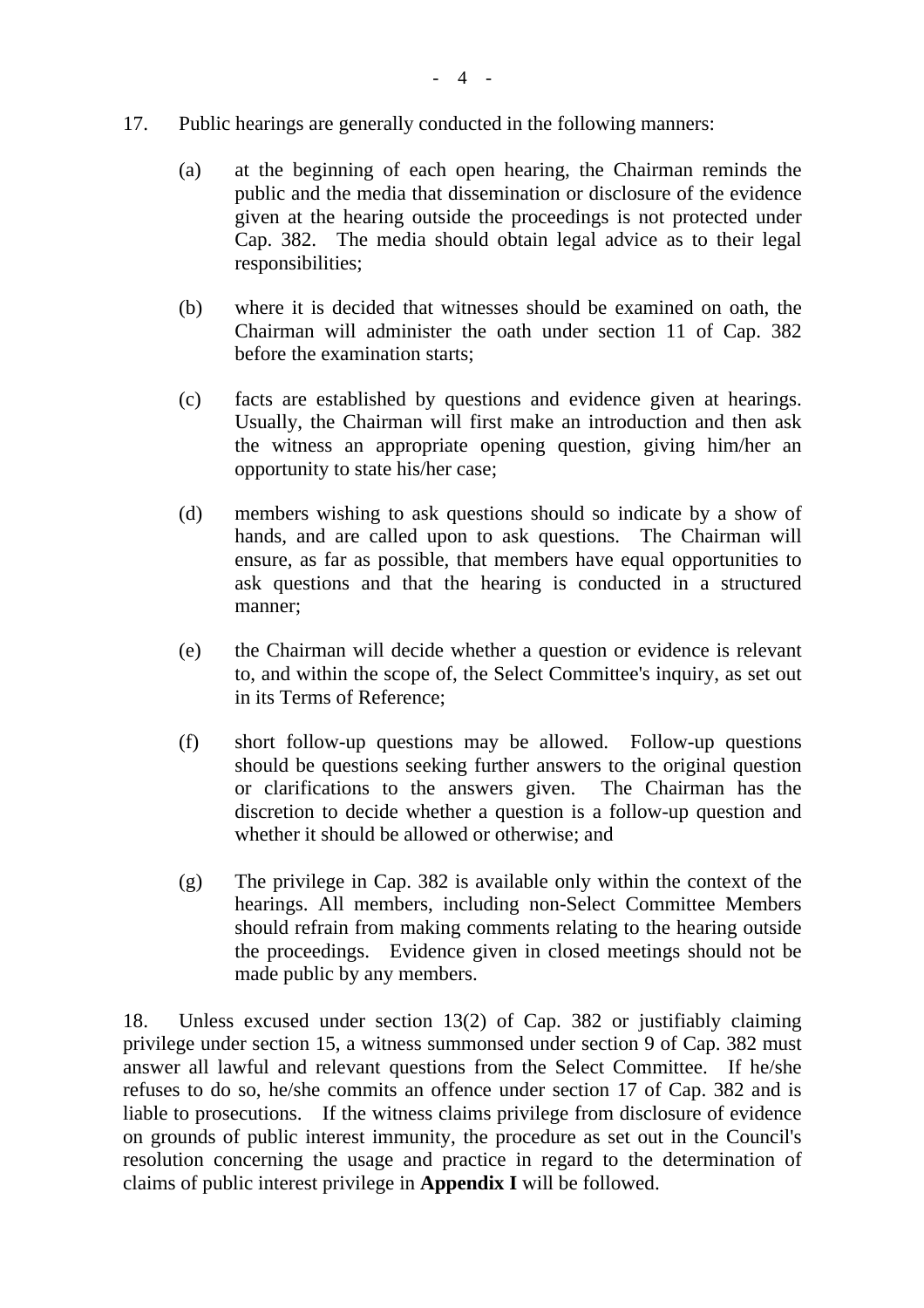17. Public hearings are generally conducted in the following manners:

(a) at the beginning of each open hearing, the Chairman reminds the public and the media that dissemination or disclosure of the evidence given at the hearing outside the proceedings is not protected under Cap. 382. The media should obtain legal advice as to their legal responsibilities;

(b) where it is decided that witnesses should be examined on oath, the Chairman will administer the oath under section 11 of Cap. 382 before the examination starts;

(c) facts are established by questions and evidence given at hearings. Usually, the Chairman will first make an introduction and then ask the witness an appropriate opening question, giving him/her an opportunity to state his/her case;

(d) members wishing to ask questions should so indicate by a show of hands, and are called upon to ask questions. The Chairman will ensure, as far as possible, that members have equal opportunities to ask questions and that the hearing is conducted in a structured manner;

(e) the Chairman will decide whether a question or evidence is relevant to, and within the scope of, the Select Committee's inquiry, as set out in its Terms of Reference;

(f) short follow-up questions may be allowed. Follow-up questions should be questions seeking further answers to the original question or clarifications to the answers given. The Chairman has the discretion to decide whether a question is a follow-up question and whether it should be allowed or otherwise; and

(g) The privilege in Cap. 382 is available only within the context of the hearings. All members, including non-Select Committee Members should refrain from making comments relating to the hearing outside the proceedings. Evidence given in closed meetings should not be made public by any members.

18. Unless excused under section 13(2) of Cap. 382 or justifiably claiming privilege under section 15, a witness summonsed under section 9 of Cap. 382 must answer all lawful and relevant questions from the Select Committee. If he/she refuses to do so, he/she commits an offence under section 17 of Cap. 382 and is liable to prosecutions. If the witness claims privilege from disclosure of evidence on grounds of public interest immunity, the procedure as set out in the Council's resolution concerning the usage and practice in regard to the determination of claims of public interest privilege in **Appendix I** will be followed.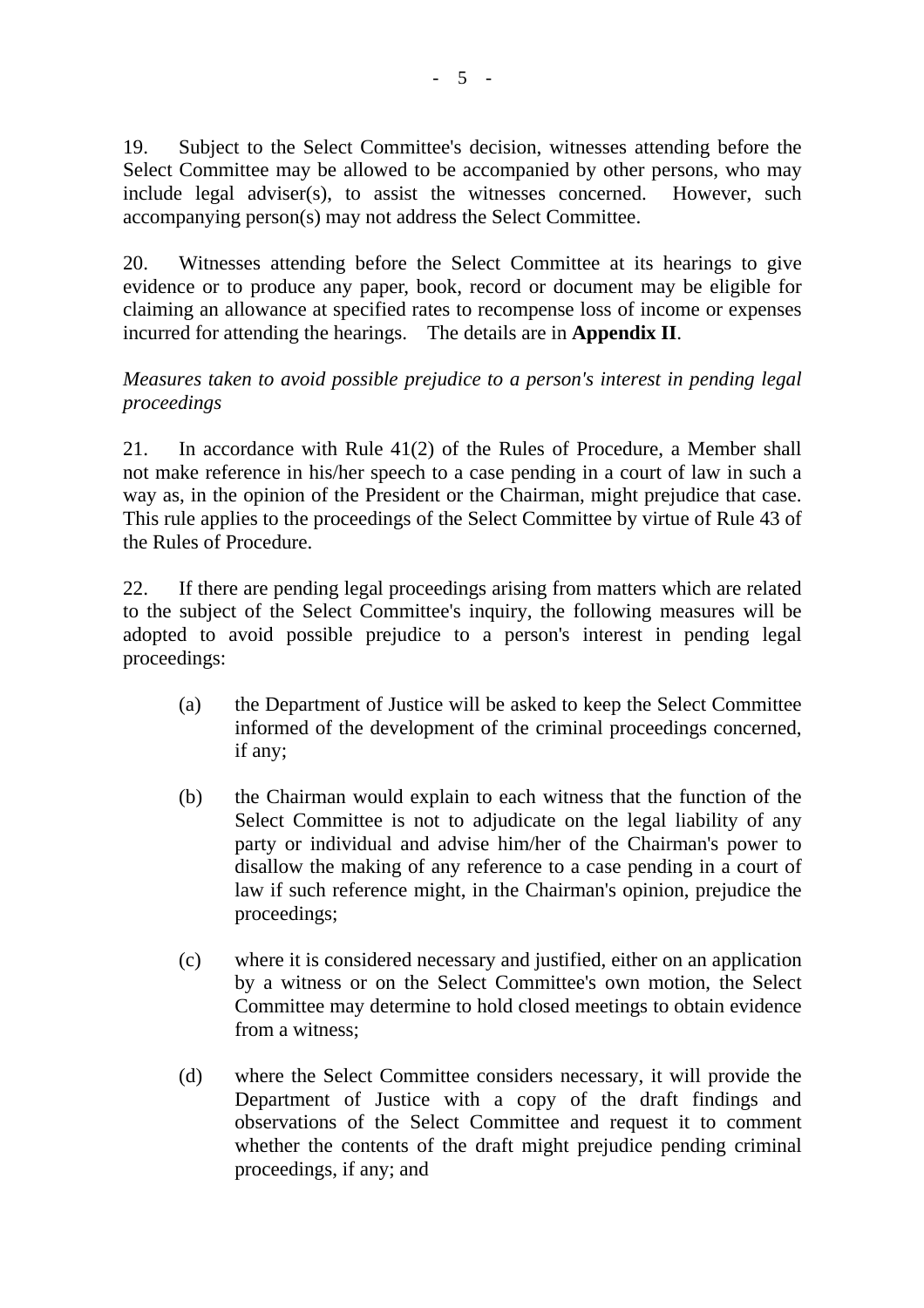19. Subject to the Select Committee's decision, witnesses attending before the Select Committee may be allowed to be accompanied by other persons, who may include legal adviser(s), to assist the witnesses concerned. However, such accompanying person(s) may not address the Select Committee.

20. Witnesses attending before the Select Committee at its hearings to give evidence or to produce any paper, book, record or document may be eligible for claiming an allowance at specified rates to recompense loss of income or expenses incurred for attending the hearings. The details are in **Appendix II**.

*Measures taken to avoid possible prejudice to a person's interest in pending legal proceedings*

21. In accordance with Rule 41(2) of the Rules of Procedure, a Member shall not make reference in his/her speech to a case pending in a court of law in such a way as, in the opinion of the President or the Chairman, might prejudice that case. This rule applies to the proceedings of the Select Committee by virtue of Rule 43 of the Rules of Procedure.

22. If there are pending legal proceedings arising from matters which are related to the subject of the Select Committee's inquiry, the following measures will be adopted to avoid possible prejudice to a person's interest in pending legal proceedings:

(a) the Department of Justice will be asked to keep the Select Committee informed of the development of the criminal proceedings concerned, if any;

(b) the Chairman would explain to each witness that the function of the Select Committee is not to adjudicate on the legal liability of any party or individual and advise him/her of the Chairman's power to disallow the making of any reference to a case pending in a court of law if such reference might, in the Chairman's opinion, prejudice the proceedings;

(c) where it is considered necessary and justified, either on an application by a witness or on the Select Committee's own motion, the Select Committee may determine to hold closed meetings to obtain evidence from a witness;

(d) where the Select Committee considers necessary, it will provide the Department of Justice with a copy of the draft findings and observations of the Select Committee and request it to comment whether the contents of the draft might prejudice pending criminal proceedings, if any; and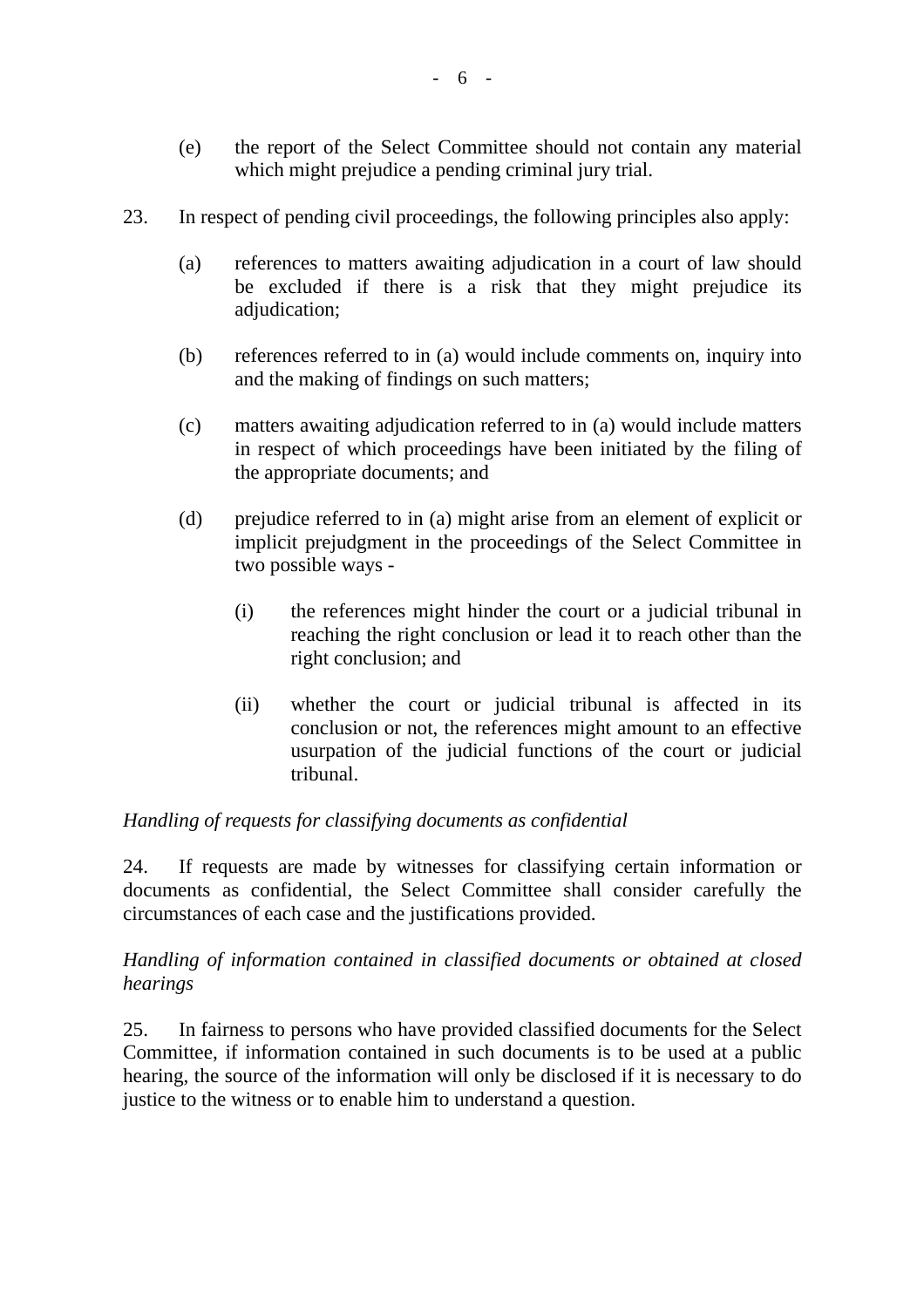(e) the report of the Select Committee should not contain any material which might prejudice a pending criminal jury trial.

23. In respect of pending civil proceedings, the following principles also apply:

(a) references to matters awaiting adjudication in a court of law should be excluded if there is a risk that they might prejudice its adjudication;

(b) references referred to in (a) would include comments on, inquiry into and the making of findings on such matters;

(c) matters awaiting adjudication referred to in (a) would include matters in respect of which proceedings have been initiated by the filing of the appropriate documents; and

(d) prejudice referred to in (a) might arise from an element of explicit or implicit prejudgment in the proceedings of the Select Committee in two possible ways -

(i) the references might hinder the court or a judicial tribunal in reaching the right conclusion or lead it to reach other than the right conclusion; and

(ii) whether the court or judicial tribunal is affected in its conclusion or not, the references might amount to an effective usurpation of the judicial functions of the court or judicial tribunal.

*Handling of requests for classifying documents as confidential*

24. If requests are made by witnesses for classifying certain information or documents as confidential, the Select Committee shall consider carefully the circumstances of each case and the justifications provided.

*Handling of information contained in classified documents or obtained at closed hearings*

25. In fairness to persons who have provided classified documents for the Select Committee, if information contained in such documents is to be used at a public hearing, the source of the information will only be disclosed if it is necessary to do justice to the witness or to enable him to understand a question.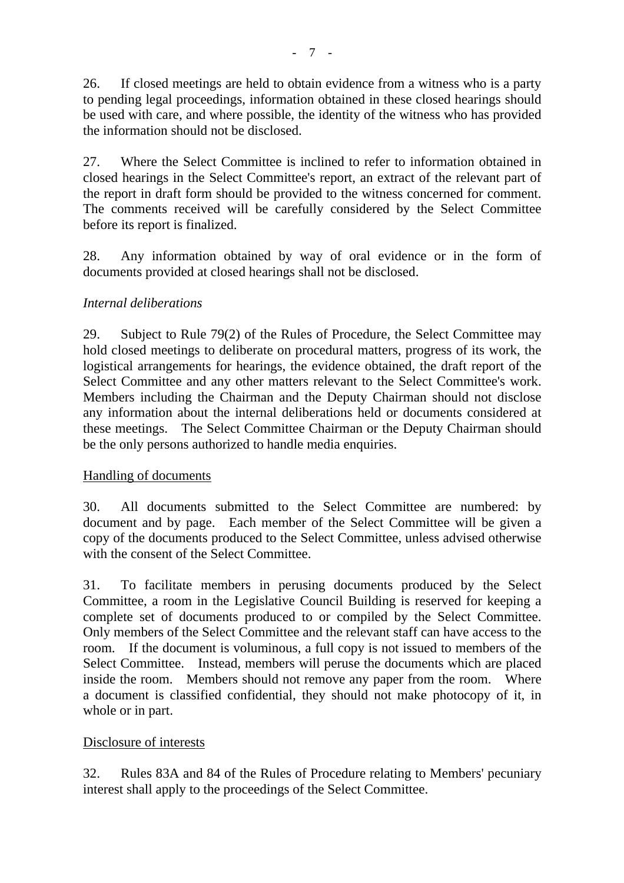26. If closed meetings are held to obtain evidence from a witness who is a party to pending legal proceedings, information obtained in these closed hearings should be used with care, and where possible, the identity of the witness who has provided the information should not be disclosed.

27. Where the Select Committee is inclined to refer to information obtained in closed hearings in the Select Committee's report, an extract of the relevant part of the report in draft form should be provided to the witness concerned for comment. The comments received will be carefully considered by the Select Committee before its report is finalized.

28. Any information obtained by way of oral evidence or in the form of documents provided at closed hearings shall not be disclosed.

*Internal deliberations*

29. Subject to Rule 79(2) of the Rules of Procedure, the Select Committee may hold closed meetings to deliberate on procedural matters, progress of its work, the logistical arrangements for hearings, the evidence obtained, the draft report of the Select Committee and any other matters relevant to the Select Committee's work. Members including the Chairman and the Deputy Chairman should not disclose any information about the internal deliberations held or documents considered at these meetings. The Select Committee Chairman or the Deputy Chairman should be the only persons authorized to handle media enquiries.

<u>Handling of documents</u>

30. All documents submitted to the Select Committee are numbered: by document and by page. Each member of the Select Committee will be given a copy of the documents produced to the Select Committee, unless advised otherwise with the consent of the Select Committee.

31. To facilitate members in perusing documents produced by the Select Committee, a room in the Legislative Council Building is reserved for keeping a complete set of documents produced to or compiled by the Select Committee. Only members of the Select Committee and the relevant staff can have access to the room. If the document is voluminous, a full copy is not issued to members of the Select Committee. Instead, members will peruse the documents which are placed inside the room. Members should not remove any paper from the room. Where a document is classified confidential, they should not make photocopy of it, in whole or in part.

<u>Disclosure of interests</u>

32. Rules 83A and 84 of the Rules of Procedure relating to Members' pecuniary interest shall apply to the proceedings of the Select Committee.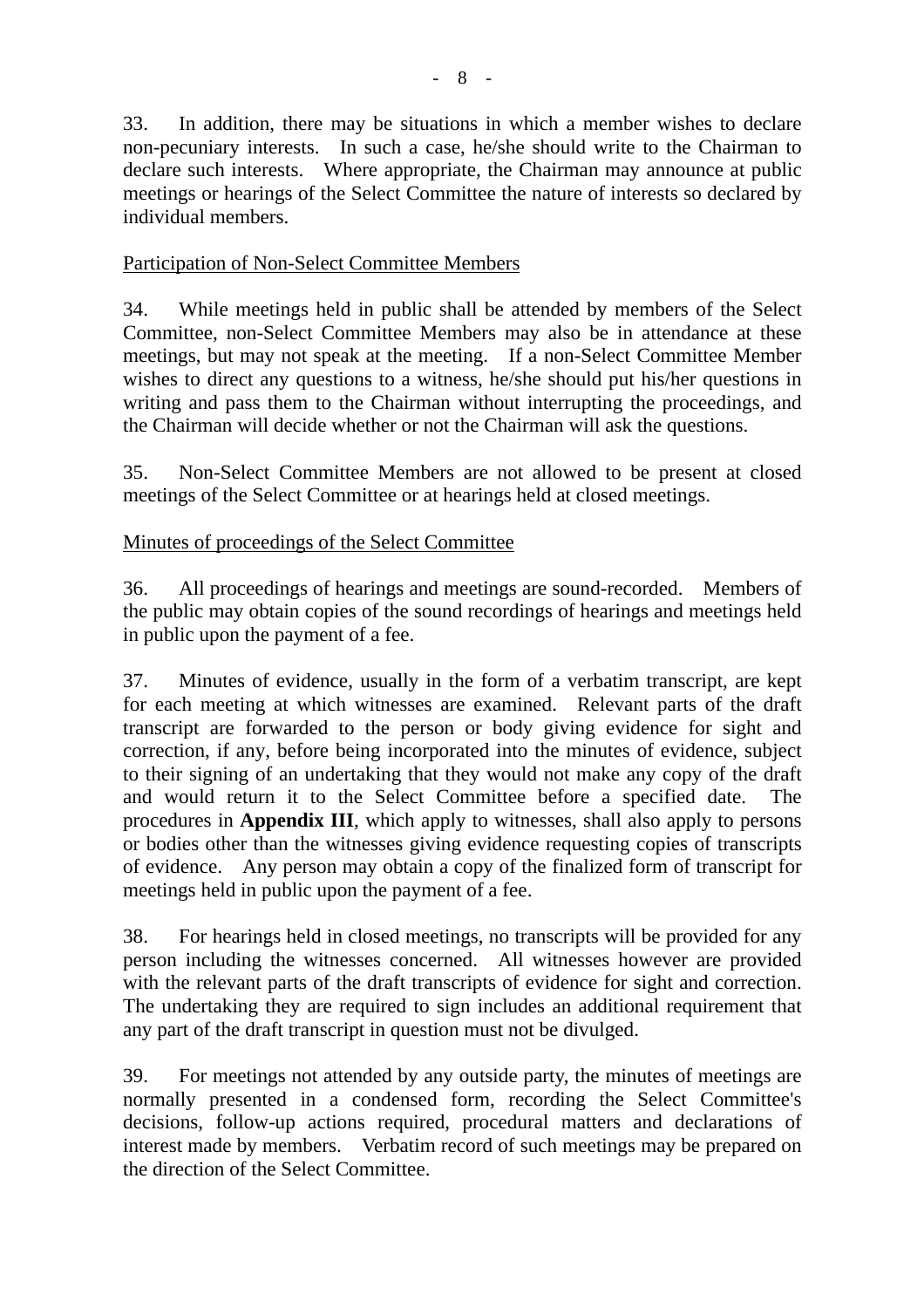33. In addition, there may be situations in which a member wishes to declare non-pecuniary interests. In such a case, he/she should write to the Chairman to declare such interests. Where appropriate, the Chairman may announce at public meetings or hearings of the Select Committee the nature of interests so declared by individual members.

<u>Participation of Non-Select Committee Members</u>

34. While meetings held in public shall be attended by members of the Select Committee, non-Select Committee Members may also be in attendance at these meetings, but may not speak at the meeting. If a non-Select Committee Member wishes to direct any questions to a witness, he/she should put his/her questions in writing and pass them to the Chairman without interrupting the proceedings, and the Chairman will decide whether or not the Chairman will ask the questions.

35. Non-Select Committee Members are not allowed to be present at closed meetings of the Select Committee or at hearings held at closed meetings.

<u>Minutes of proceedings of the Select Committee</u>

36. All proceedings of hearings and meetings are sound-recorded. Members of the public may obtain copies of the sound recordings of hearings and meetings held in public upon the payment of a fee.

37. Minutes of evidence, usually in the form of a verbatim transcript, are kept for each meeting at which witnesses are examined. Relevant parts of the draft transcript are forwarded to the person or body giving evidence for sight and correction, if any, before being incorporated into the minutes of evidence, subject to their signing of an undertaking that they would not make any copy of the draft and would return it to the Select Committee before a specified date. The procedures in **Appendix III**, which apply to witnesses, shall also apply to persons or bodies other than the witnesses giving evidence requesting copies of transcripts of evidence. Any person may obtain a copy of the finalized form of transcript for meetings held in public upon the payment of a fee.

38. For hearings held in closed meetings, no transcripts will be provided for any person including the witnesses concerned. All witnesses however are provided with the relevant parts of the draft transcripts of evidence for sight and correction. The undertaking they are required to sign includes an additional requirement that any part of the draft transcript in question must not be divulged.

39. For meetings not attended by any outside party, the minutes of meetings are normally presented in a condensed form, recording the Select Committee's decisions, follow-up actions required, procedural matters and declarations of interest made by members. Verbatim record of such meetings may be prepared on the direction of the Select Committee.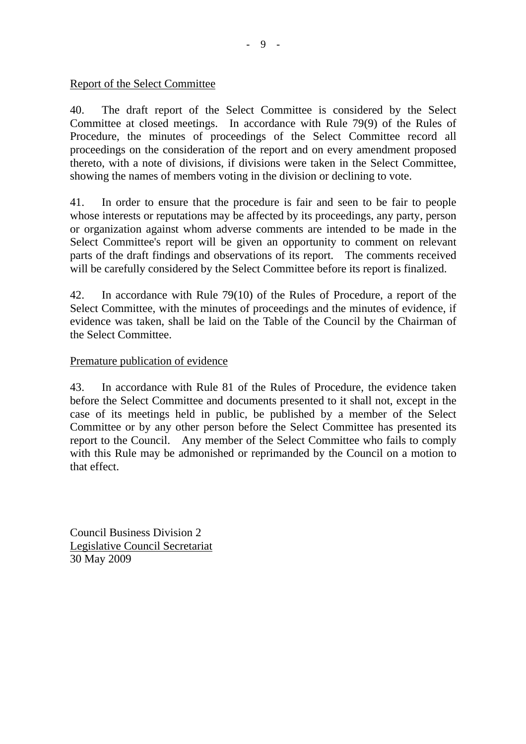<u>Report of the Select Committee</u>

40. The draft report of the Select Committee is considered by the Select Committee at closed meetings. In accordance with Rule 79(9) of the Rules of Procedure, the minutes of proceedings of the Select Committee record all proceedings on the consideration of the report and on every amendment proposed thereto, with a note of divisions, if divisions were taken in the Select Committee, showing the names of members voting in the division or declining to vote.

41. In order to ensure that the procedure is fair and seen to be fair to people whose interests or reputations may be affected by its proceedings, any party, person or organization against whom adverse comments are intended to be made in the Select Committee's report will be given an opportunity to comment on relevant parts of the draft findings and observations of its report. The comments received will be carefully considered by the Select Committee before its report is finalized.

42. In accordance with Rule 79(10) of the Rules of Procedure, a report of the Select Committee, with the minutes of proceedings and the minutes of evidence, if evidence was taken, shall be laid on the Table of the Council by the Chairman of the Select Committee.

<u>Premature publication of evidence</u>

43. In accordance with Rule 81 of the Rules of Procedure, the evidence taken before the Select Committee and documents presented to it shall not, except in the case of its meetings held in public, be published by a member of the Select Committee or by any other person before the Select Committee has presented its report to the Council. Any member of the Select Committee who fails to comply with this Rule may be admonished or reprimanded by the Council on a motion to that effect.

Council Business Division 2
<u>Legislative Council Secretariat</u>
30 May 2009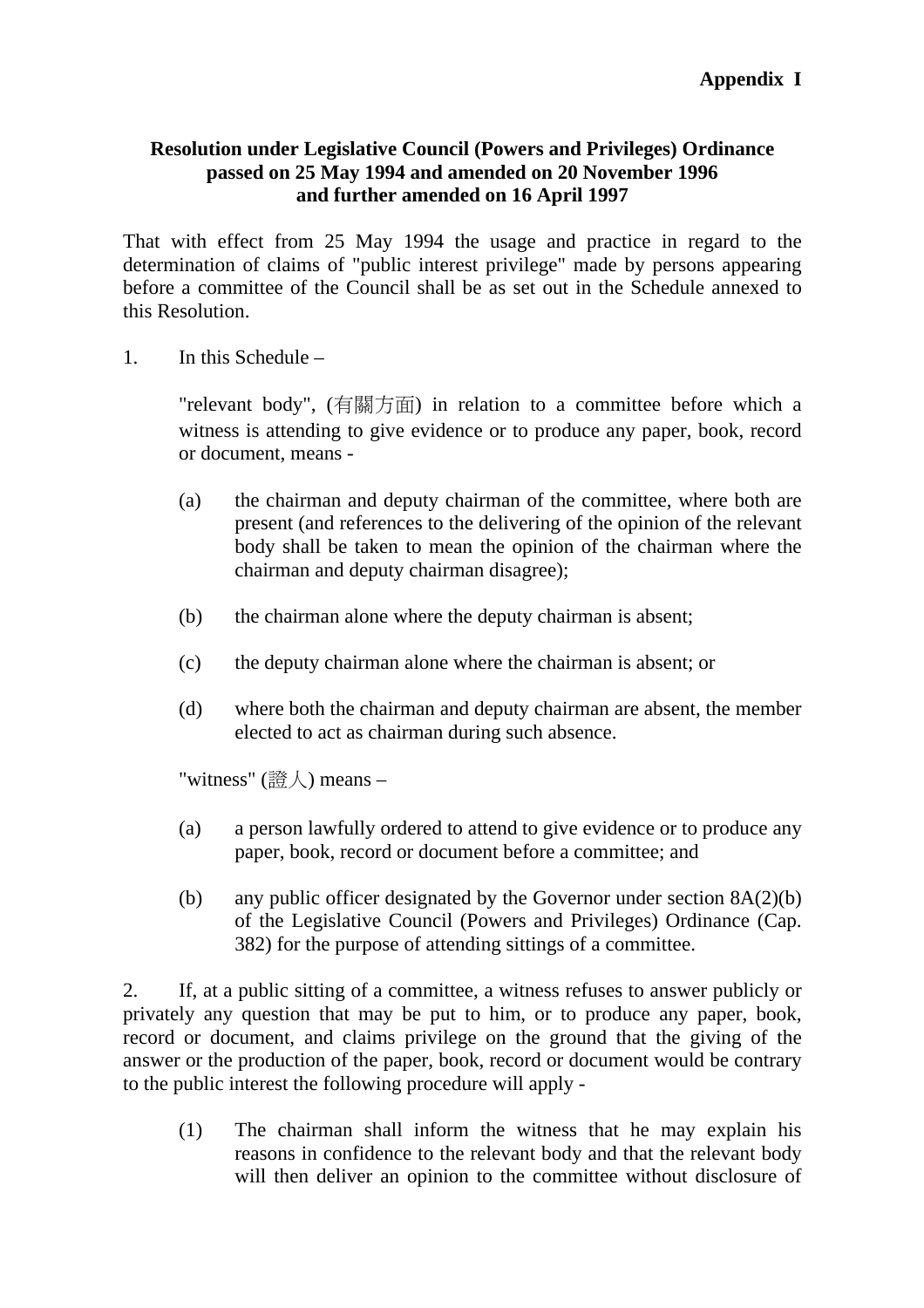**Appendix I**

**Resolution under Legislative Council (Powers and Privileges) Ordinance passed on 25 May 1994 and amended on 20 November 1996 and further amended on 16 April 1997**

That with effect from 25 May 1994 the usage and practice in regard to the determination of claims of "public interest privilege" made by persons appearing before a committee of the Council shall be as set out in the Schedule annexed to this Resolution.

1. In this Schedule –

   "relevant body", (有關方面) in relation to a committee before which a witness is attending to give evidence or to produce any paper, book, record or document, means -

   (a) the chairman and deputy chairman of the committee, where both are present (and references to the delivering of the opinion of the relevant body shall be taken to mean the opinion of the chairman where the chairman and deputy chairman disagree);

   (b) the chairman alone where the deputy chairman is absent;

   (c) the deputy chairman alone where the chairman is absent; or

   (d) where both the chairman and deputy chairman are absent, the member elected to act as chairman during such absence.

   "witness" (證人) means –

   (a) a person lawfully ordered to attend to give evidence or to produce any paper, book, record or document before a committee; and

   (b) any public officer designated by the Governor under section 8A(2)(b) of the Legislative Council (Powers and Privileges) Ordinance (Cap. 382) for the purpose of attending sittings of a committee.

2. If, at a public sitting of a committee, a witness refuses to answer publicly or privately any question that may be put to him, or to produce any paper, book, record or document, and claims privilege on the ground that the giving of the answer or the production of the paper, book, record or document would be contrary to the public interest the following procedure will apply -

   (1) The chairman shall inform the witness that he may explain his reasons in confidence to the relevant body and that the relevant body will then deliver an opinion to the committee without disclosure of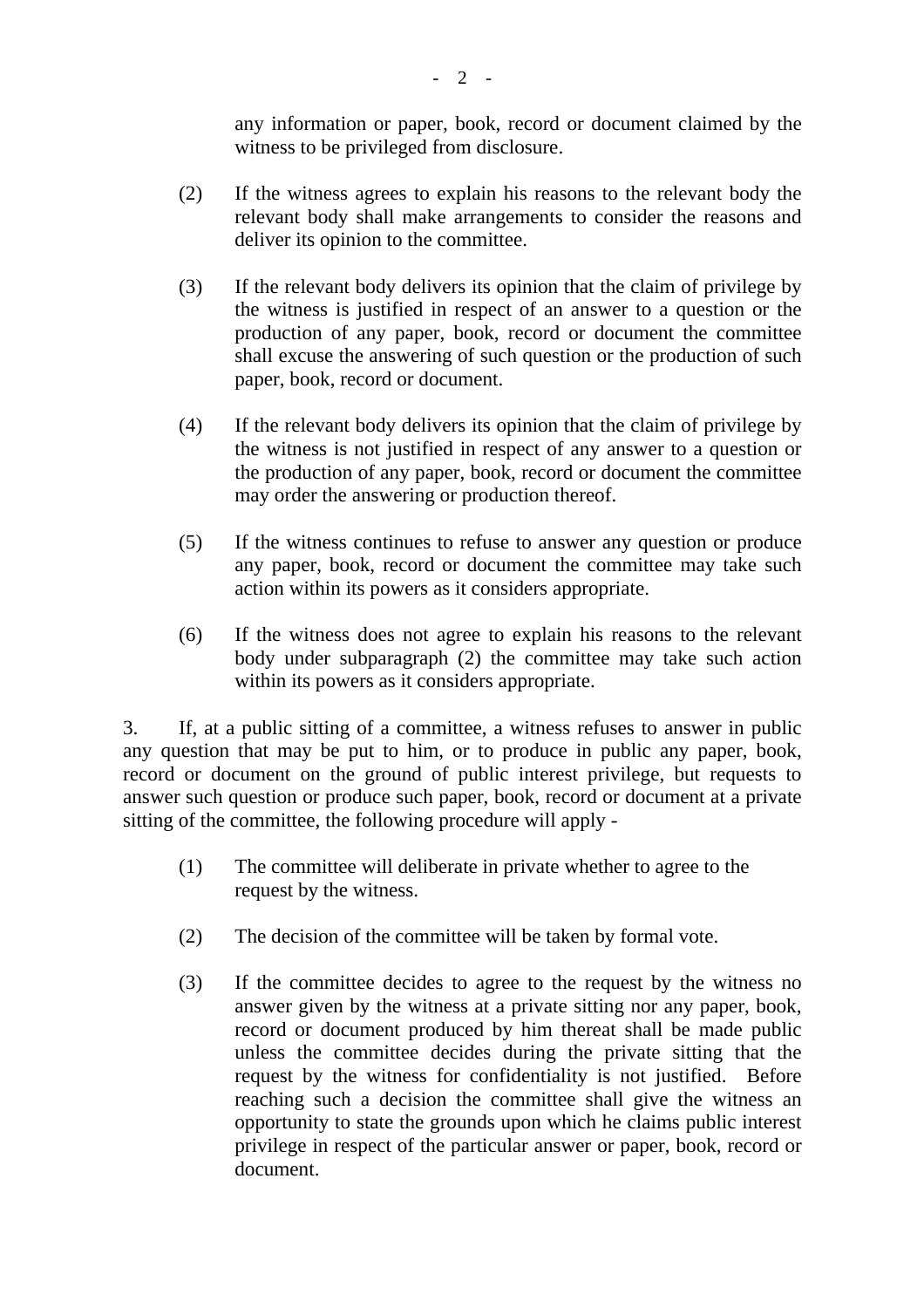any information or paper, book, record or document claimed by the witness to be privileged from disclosure.

(2) If the witness agrees to explain his reasons to the relevant body the relevant body shall make arrangements to consider the reasons and deliver its opinion to the committee.

(3) If the relevant body delivers its opinion that the claim of privilege by the witness is justified in respect of an answer to a question or the production of any paper, book, record or document the committee shall excuse the answering of such question or the production of such paper, book, record or document.

(4) If the relevant body delivers its opinion that the claim of privilege by the witness is not justified in respect of any answer to a question or the production of any paper, book, record or document the committee may order the answering or production thereof.

(5) If the witness continues to refuse to answer any question or produce any paper, book, record or document the committee may take such action within its powers as it considers appropriate.

(6) If the witness does not agree to explain his reasons to the relevant body under subparagraph (2) the committee may take such action within its powers as it considers appropriate.

3. If, at a public sitting of a committee, a witness refuses to answer in public any question that may be put to him, or to produce in public any paper, book, record or document on the ground of public interest privilege, but requests to answer such question or produce such paper, book, record or document at a private sitting of the committee, the following procedure will apply -

(1) The committee will deliberate in private whether to agree to the request by the witness.

(2) The decision of the committee will be taken by formal vote.

(3) If the committee decides to agree to the request by the witness no answer given by the witness at a private sitting nor any paper, book, record or document produced by him thereat shall be made public unless the committee decides during the private sitting that the request by the witness for confidentiality is not justified. Before reaching such a decision the committee shall give the witness an opportunity to state the grounds upon which he claims public interest privilege in respect of the particular answer or paper, book, record or document.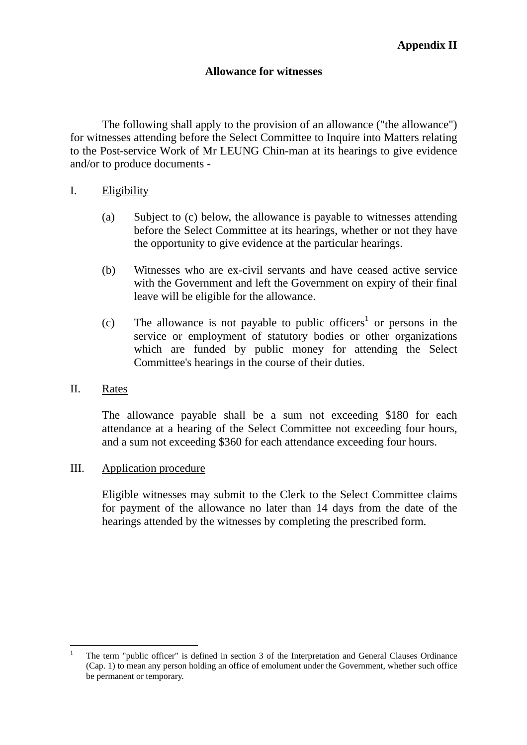**Appendix II**

**Allowance for witnesses**

The following shall apply to the provision of an allowance ("the allowance") for witnesses attending before the Select Committee to Inquire into Matters relating to the Post-service Work of Mr LEUNG Chin-man at its hearings to give evidence and/or to produce documents -

I. Eligibility

(a) Subject to (c) below, the allowance is payable to witnesses attending before the Select Committee at its hearings, whether or not they have the opportunity to give evidence at the particular hearings.

(b) Witnesses who are ex-civil servants and have ceased active service with the Government and left the Government on expiry of their final leave will be eligible for the allowance.

(c) The allowance is not payable to public officers[1] or persons in the service or employment of statutory bodies or other organizations which are funded by public money for attending the Select Committee's hearings in the course of their duties.

II. Rates

The allowance payable shall be a sum not exceeding $180 for each attendance at a hearing of the Select Committee not exceeding four hours, and a sum not exceeding $360 for each attendance exceeding four hours.

III. Application procedure

Eligible witnesses may submit to the Clerk to the Select Committee claims for payment of the allowance no later than 14 days from the date of the hearings attended by the witnesses by completing the prescribed form.

---

[1] The term "public officer" is defined in section 3 of the Interpretation and General Clauses Ordinance (Cap. 1) to mean any person holding an office of emolument under the Government, whether such office be permanent or temporary.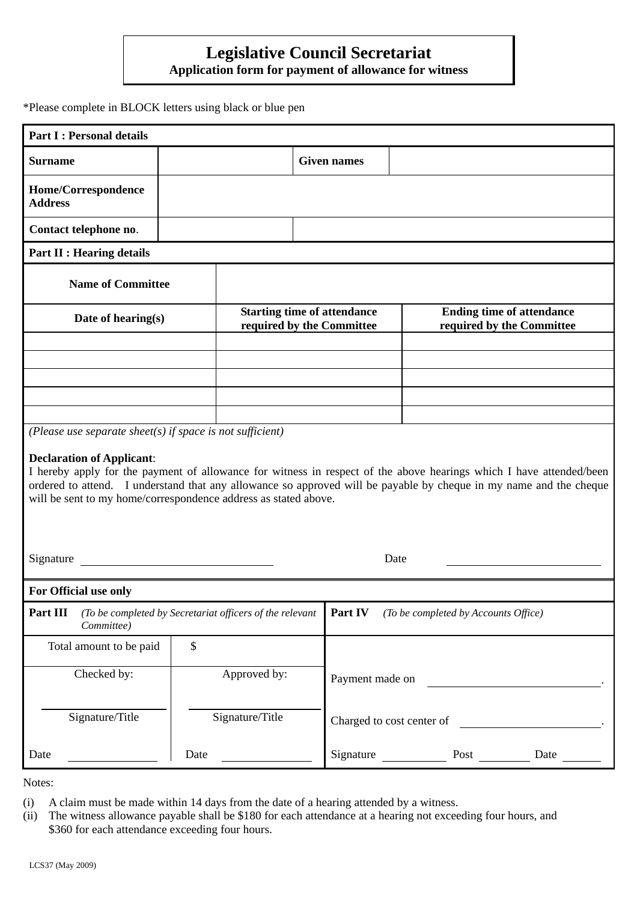# Legislative Council Secretariat

**Application form for payment of allowance for witness**

*Please complete in BLOCK letters using black or blue pen

**Part I : Personal details**

| **Surname** | | **Given names** | |
|---|---|---|---|
| **Home/Correspondence Address** | | | |
| **Contact telephone no**. | | | |

**Part II : Hearing details**

| **Name of Committee** | | |
|---|---|---|
| **Date of hearing(s)** | **Starting time of attendance required by the Committee** | **Ending time of attendance required by the Committee** |
| | | |
| | | |
| | | |
| | | |
| | | |

*(Please use separate sheet(s) if space is not sufficient)*

**Declaration of Applicant**:

I hereby apply for the payment of allowance for witness in respect of the above hearings which I have attended/been ordered to attend. I understand that any allowance so approved will be payable by cheque in my name and the cheque will be sent to my home/correspondence address as stated above.

Signature ____________________ Date ____________________

**For Official use only**

| **Part III** *(To be completed by Secretariat officers of the relevant Committee)* | | **Part IV** *(To be completed by Accounts Office)* |
|---|---|---|
| Total amount to be paid | $ | |
| Checked by: | Approved by: | Payment made on ____________________. |
| ____________________ Signature/Title | ____________________ Signature/Title | Charged to cost center of ____________________. |
| Date ____________ | Date ____________ | Signature ________ Post ________ Date ________ |

Notes:

(i) A claim must be made within 14 days from the date of a hearing attended by a witness.

(ii) The witness allowance payable shall be $180 for each attendance at a hearing not exceeding four hours, and $360 for each attendance exceeding four hours.

LCS37 (May 2009)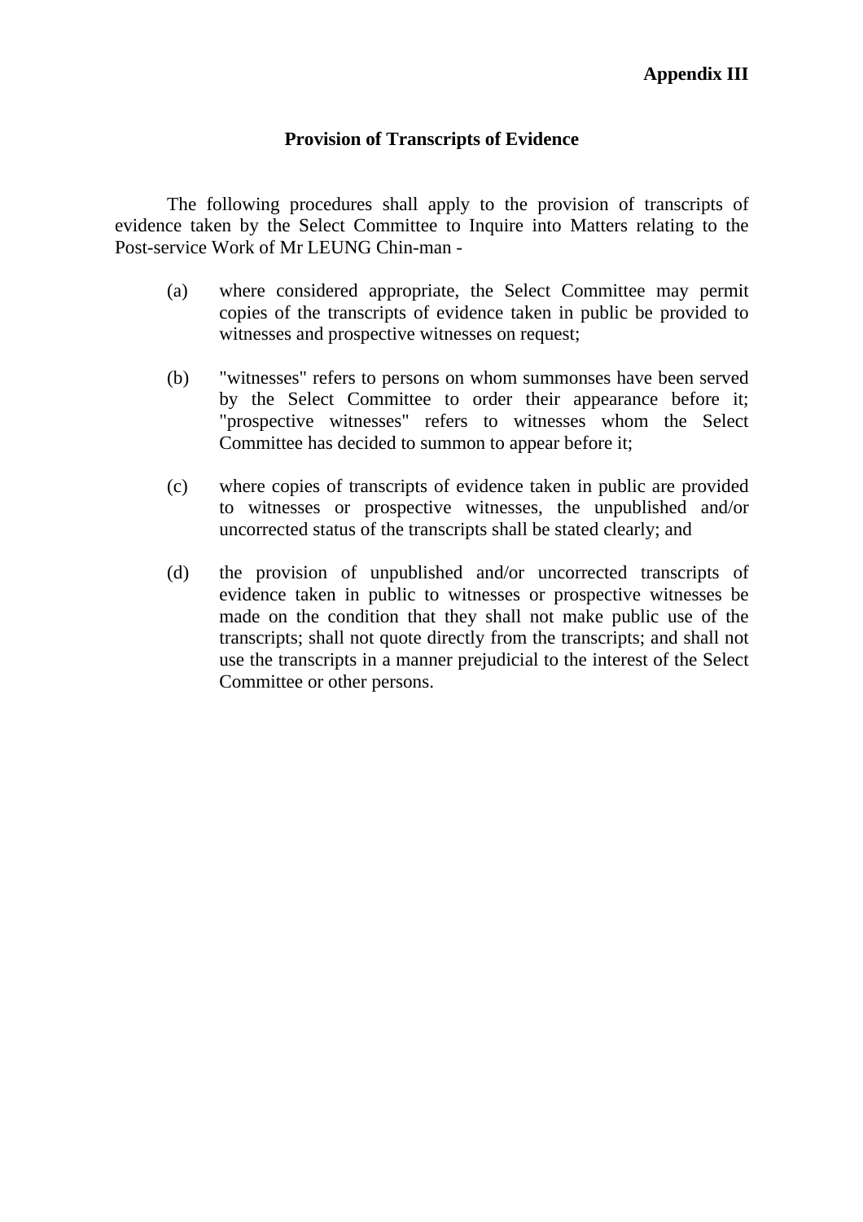**Appendix III**

## Provision of Transcripts of Evidence

The following procedures shall apply to the provision of transcripts of evidence taken by the Select Committee to Inquire into Matters relating to the Post-service Work of Mr LEUNG Chin-man -

(a) where considered appropriate, the Select Committee may permit copies of the transcripts of evidence taken in public be provided to witnesses and prospective witnesses on request;

(b) "witnesses" refers to persons on whom summonses have been served by the Select Committee to order their appearance before it; "prospective witnesses" refers to witnesses whom the Select Committee has decided to summon to appear before it;

(c) where copies of transcripts of evidence taken in public are provided to witnesses or prospective witnesses, the unpublished and/or uncorrected status of the transcripts shall be stated clearly; and

(d) the provision of unpublished and/or uncorrected transcripts of evidence taken in public to witnesses or prospective witnesses be made on the condition that they shall not make public use of the transcripts; shall not quote directly from the transcripts; and shall not use the transcripts in a manner prejudicial to the interest of the Select Committee or other persons.